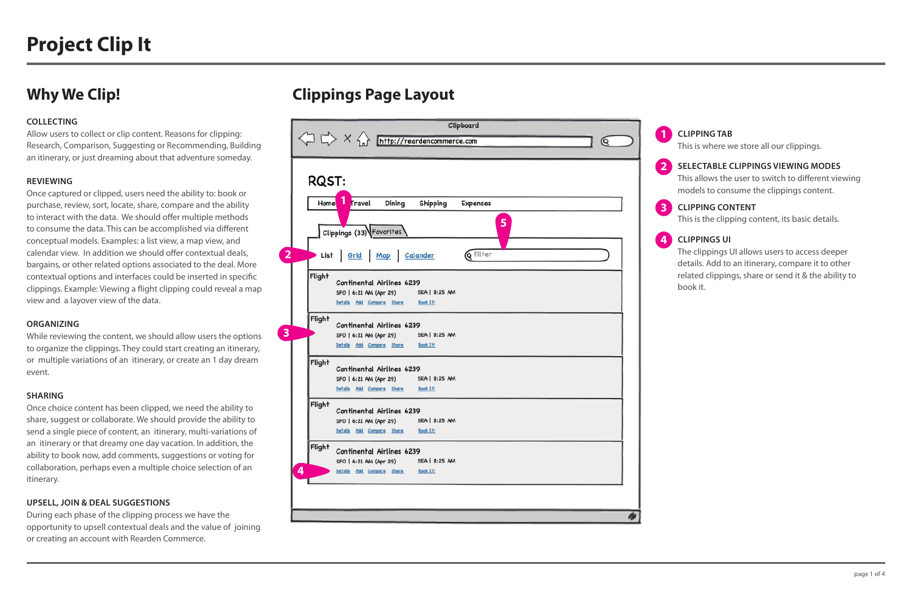# Project Clip It

## Why We Clip!

**COLLECTING**

Allow users to collect or clip content. Reasons for clipping: Research, Comparison, Suggesting or Recommending, Building an itinerary, or just dreaming about that adventure someday.

**REVIEWING**

Once captured or clipped, users need the ability to: book or purchase, review, sort, locate, share, compare and the ability to interact with the data. We should offer multiple methods to consume the data. This can be accomplished via different conceptual models. Examples: a list view, a map view, and calendar view. In addition we should offer contextual deals, bargains, or other related options associated to the deal. More contextual options and interfaces could be inserted in specific clippings. Example: Viewing a flight clipping could reveal a map view and a layover view of the data.

**ORGANIZING**

While reviewing the content, we should allow users the options to organize the clippings. They could start creating an itinerary, or multiple variations of an itinerary, or create an 1 day dream event.

**SHARING**

Once choice content has been clipped, we need the ability to share, suggest or collaborate. We should provide the ability to send a single piece of content, an itinerary, multi-variations of an itinerary or that dreamy one day vacation. In addition, the ability to book now, add comments, suggestions or voting for collaboration, perhaps even a multiple choice selection of an itinerary.

**UPSELL, JOIN & DEAL SUGGESTIONS**

During each phase of the clipping process we have the opportunity to upsell contextual deals and the value of joining or creating an account with Rearden Commerce.

## Clippings Page Layout

Clipboard

http://reardencommerce.com

RQST:

Home | Travel | Dining | Shipping | Expenses

Clippings (33) | Favorites

List | Grid | Map | Calander | Filter

Flight
Continental Airlines 6239
SFO | 6:21 AM (Apr 29) SEA | 8:25 AM
Details Add Compare Share Book It!

Flight
Continental Airlines 6239
SFO | 6:21 AM (Apr 29) SEA | 8:25 AM
Details Add Compare Share Book It!

Flight
Continental Airlines 6239
SFO | 6:21 AM (Apr 29) SEA | 8:25 AM
Details Add Compare Share Book It!

Flight
Continental Airlines 6239
SFO | 6:21 AM (Apr 29) SEA | 8:25 AM
Details Add Compare Share Book It!

Flight
Continental Airlines 6239
SFO | 6:21 AM (Apr 29) SEA | 8:25 AM
Details Add Compare Share Book It!

1. **CLIPPING TAB**
   This is where we store all our clippings.
2. **SELECTABLE CLIPPINGS VIEWING MODES**
   This allows the user to switch to different viewing models to consume the clippings content.
3. **CLIPPING CONTENT**
   This is the clipping content, its basic details.
4. **CLIPPINGS UI**
   The clippings UI allows users to access deeper details. Add to an itinerary, compare it to other related clippings, share or send it & the ability to book it.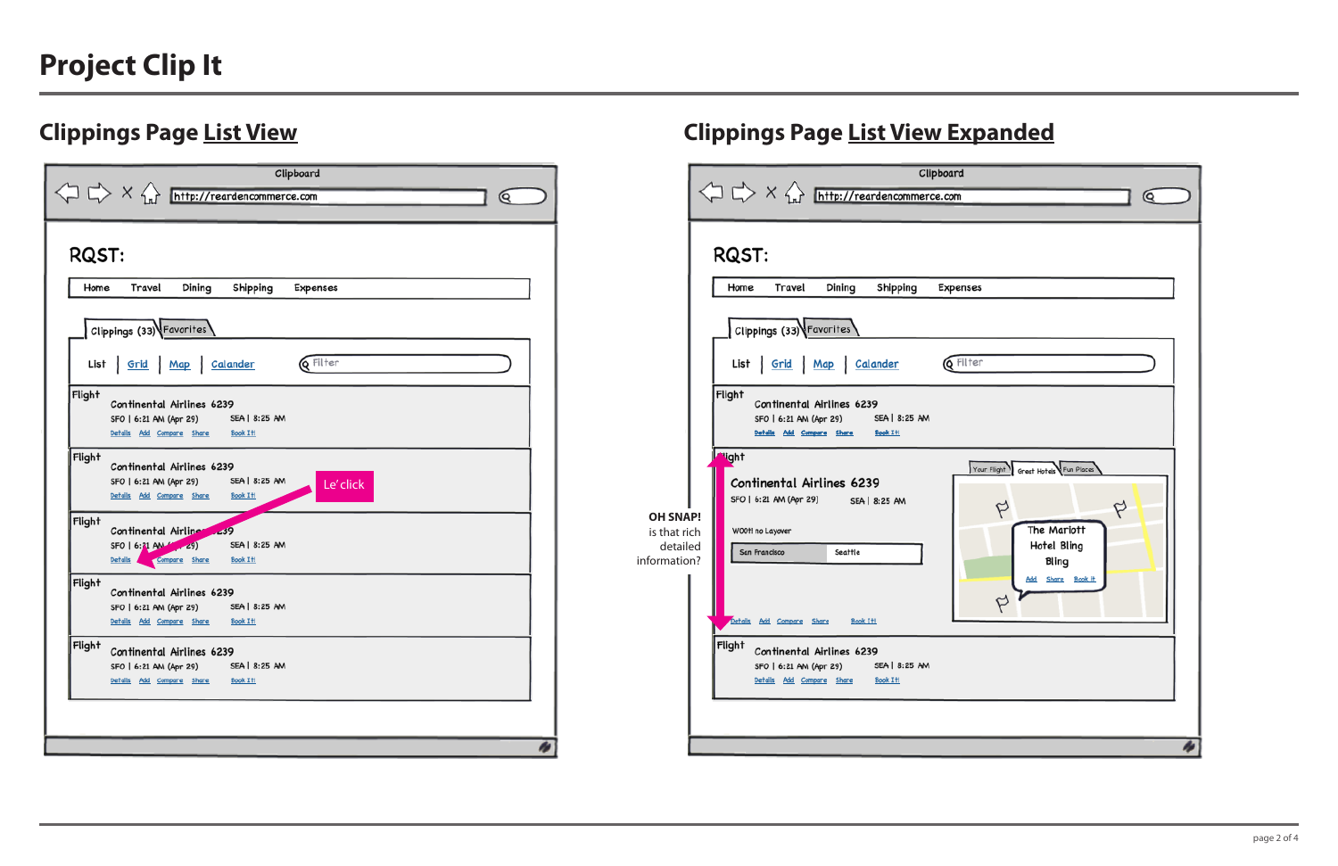# Project Clip It

## Clippings Page List View

Clipboard

http://reardencommerce.com

RQST:

Home | Travel | Dining | Shipping | Expenses

Clippings (33) | Favorites

List | Grid | Map | Calander | Filter

Flight
Continental Airlines 6239
SFO | 6:21 AM (Apr 29) — SEA | 8:25 AM
Details Add Compare Share Book It!

Flight
Continental Airlines 6239
SFO | 6:21 AM (Apr 29) — SEA | 8:25 AM
Details Add Compare Share Book It!

Le' click

Flight
Continental Airlines 6239
SFO | 6:21 AM (Apr 29) — SEA | 8:25 AM
Details Add Compare Share Book It!

Flight
Continental Airlines 6239
SFO | 6:21 AM (Apr 29) — SEA | 8:25 AM
Details Add Compare Share Book It!

Flight
Continental Airlines 6239
SFO | 6:21 AM (Apr 29) — SEA | 8:25 AM
Details Add Compare Share Book It!

## Clippings Page List View Expanded

Clipboard

http://reardencommerce.com

RQST:

Home | Travel | Dining | Shipping | Expenses

Clippings (33) | Favorites

List | Grid | Map | Calander | Filter

Flight
Continental Airlines 6239
SFO | 6:21 AM (Apr 29) — SEA | 8:25 AM
Details Add Compare Share Book It!

Flight
Continental Airlines 6239
SFO | 6:21 AM (Apr 29) — SEA | 8:25 AM
W00t! no Layover
San Francisco — Seattle
Details Add Compare Share Book It!

Your Flight | Great Hotels | Fun Places

The Mariott Hotel Bling Bling
Add Share Book it

**OH SNAP!** is that rich detailed information?

Flight
Continental Airlines 6239
SFO | 6:21 AM (Apr 29) — SEA | 8:25 AM
Details Add Compare Share Book It!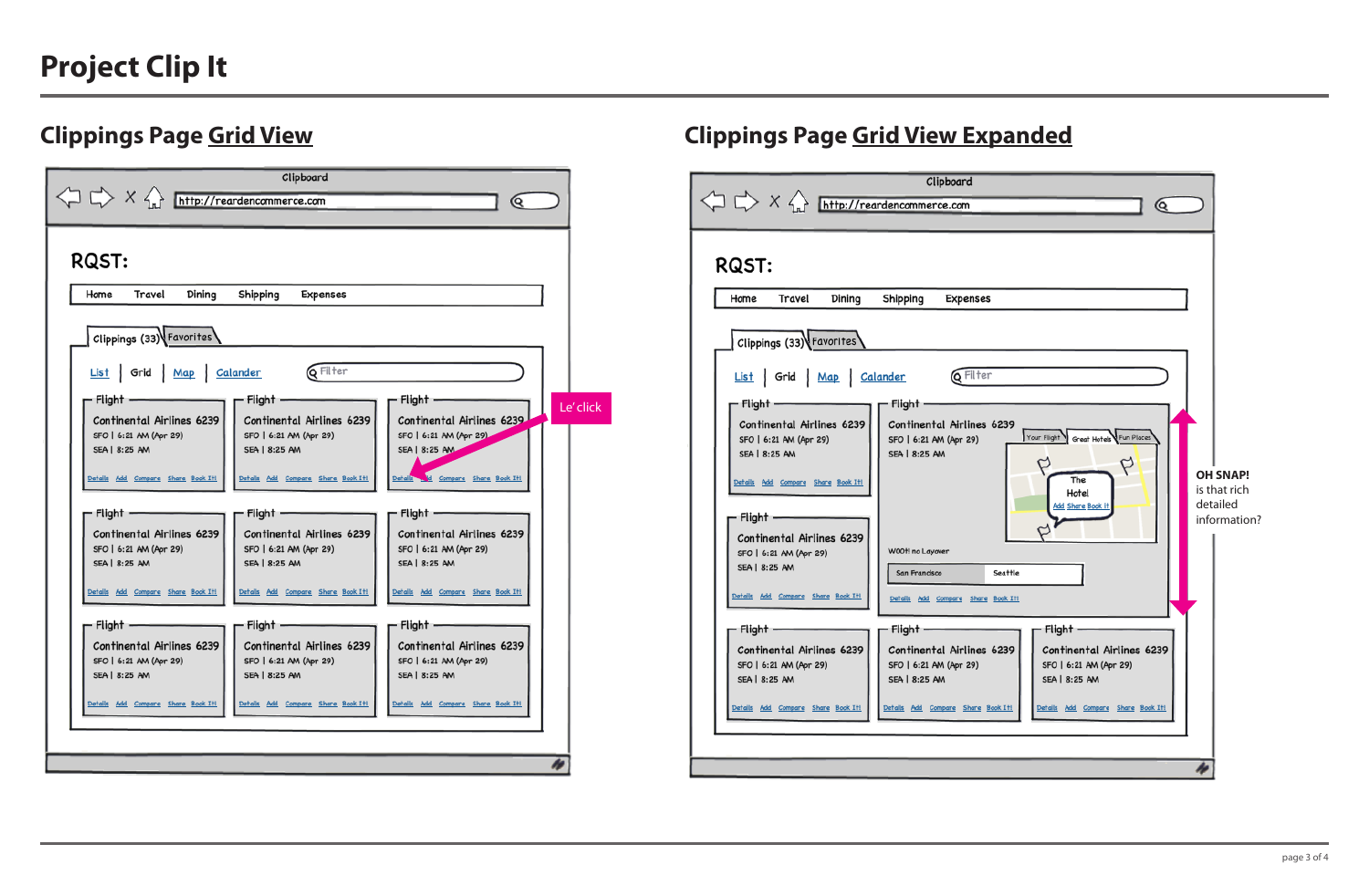# Project Clip It

## Clippings Page Grid View

Clipboard

http://reardencommerce.com

RQST:

Home | Travel | Dining | Shipping | Expenses

Clippings (33) | Favorites

List | Grid | Map | Calander

Filter

| Flight | Flight | Flight |
|---|---|---|
| Continental Airlines 6239<br>SFO \| 6:21 AM (Apr 29)<br>SEA \| 8:25 AM<br>Details Add Compare Share Book It! | Continental Airlines 6239<br>SFO \| 6:21 AM (Apr 29)<br>SEA \| 8:25 AM<br>Details Add Compare Share Book It! | Continental Airlines 6239<br>SFO \| 6:21 AM (Apr 29)<br>SEA \| 8:25 AM<br>Details Add Compare Share Book It! |
| Continental Airlines 6239<br>SFO \| 6:21 AM (Apr 29)<br>SEA \| 8:25 AM<br>Details Add Compare Share Book It! | Continental Airlines 6239<br>SFO \| 6:21 AM (Apr 29)<br>SEA \| 8:25 AM<br>Details Add Compare Share Book It! | Continental Airlines 6239<br>SFO \| 6:21 AM (Apr 29)<br>SEA \| 8:25 AM<br>Details Add Compare Share Book It! |
| Continental Airlines 6239<br>SFO \| 6:21 AM (Apr 29)<br>SEA \| 8:25 AM<br>Details Add Compare Share Book It! | Continental Airlines 6239<br>SFO \| 6:21 AM (Apr 29)<br>SEA \| 8:25 AM<br>Details Add Compare Share Book It! | Continental Airlines 6239<br>SFO \| 6:21 AM (Apr 29)<br>SEA \| 8:25 AM<br>Details Add Compare Share Book It! |

Le' click

## Clippings Page Grid View Expanded

Clipboard

http://reardencommerce.com

RQST:

Home | Travel | Dining | Shipping | Expenses

Clippings (33) | Favorites

List | Grid | Map | Calander

Filter

Flight
Continental Airlines 6239
SFO | 6:21 AM (Apr 29)
SEA | 8:25 AM
Details Add Compare Share Book It!

Flight
Continental Airlines 6239
SFO | 6:21 AM (Apr 29)
SEA | 8:25 AM
Details Add Compare Share Book It!

Flight (expanded)
Continental Airlines 6239
SFO | 6:21 AM (Apr 29)
SEA | 8:25 AM
Your Flight | Great Hotels | Fun Places
The Hotel
Add Share Book it
WOOt! no Layover
San Francisco | Seattle
Details Add Compare Share Book It!

| Flight | Flight | Flight |
|---|---|---|
| Continental Airlines 6239<br>SFO \| 6:21 AM (Apr 29)<br>SEA \| 8:25 AM<br>Details Add Compare Share Book It! | Continental Airlines 6239<br>SFO \| 6:21 AM (Apr 29)<br>SEA \| 8:25 AM<br>Details Add Compare Share Book It! | Continental Airlines 6239<br>SFO \| 6:21 AM (Apr 29)<br>SEA \| 8:25 AM<br>Details Add Compare Share Book It! |

**OH SNAP!** is that rich detailed information?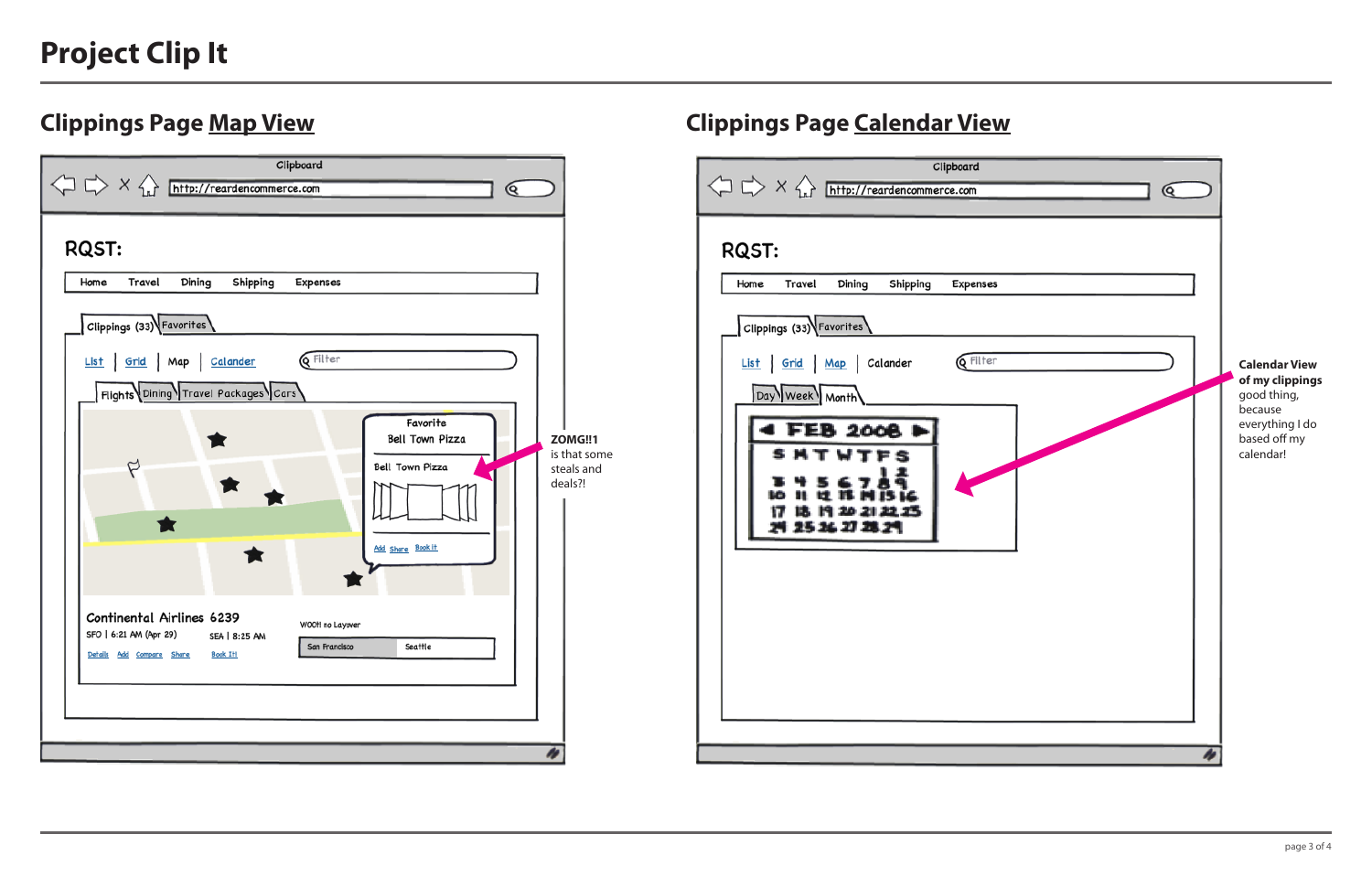# Project Clip It

## Clippings Page Map View

Clipboard

http://reardencommerce.com

RQST:

Home Travel Dining Shipping Expenses

Clippings (33) Favorites

List | Grid | Map | Calander

Filter

Flights Dining Travel Packages Cars

Favorite
Bell Town Pizza

Bell Town Pizza

Add Share Book it

Continental Airlines 6239

SFO | 6:21 AM (Apr 29) SEA | 8:25 AM

Details Add Compare Share Book It!

WOOt! no Layover

San Francisco Seattle

**ZOMG!!1**
is that some steals and deals?!

## Clippings Page Calendar View

Clipboard

http://reardencommerce.com

RQST:

Home Travel Dining Shipping Expenses

Clippings (33) Favorites

List | Grid | Map | Calander

Filter

Day Week Month

FEB 2008

S M T W T F S
1 2
3 4 5 6 7 8 9
10 11 12 13 14 15 16
17 18 19 20 21 22 23
24 25 26 27 28 29

**Calendar View of my clippings** good thing, because everything I do based off my calendar!